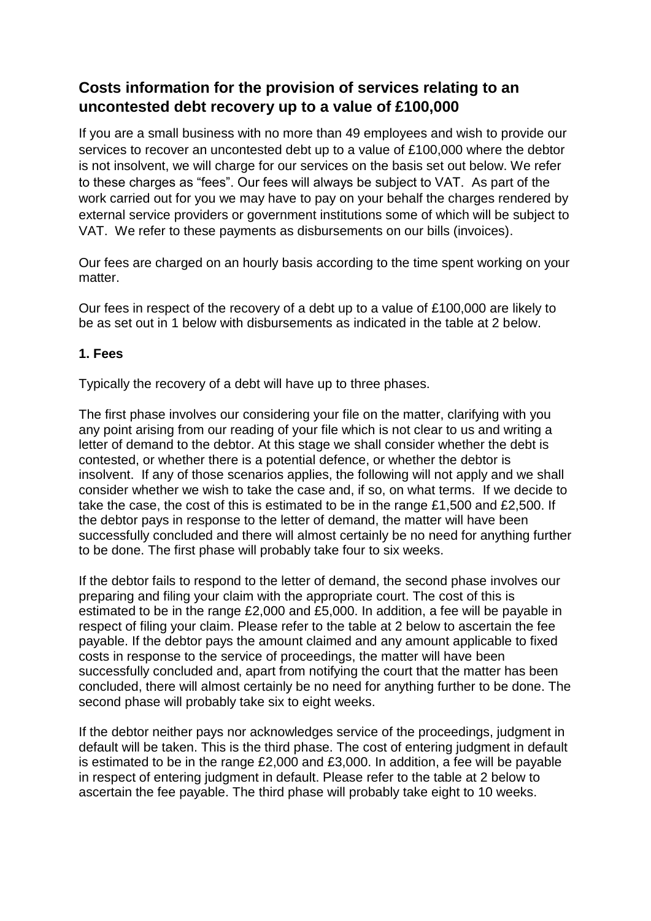## Costs information for the provision of services relating to an uncontested debt recovery up to a value of £100,000

If you are a small business with no more than 49 employees and wish to provide our services to recover an uncontested debt up to a value of £100,000 where the debtor is not insolvent, we will charge for our services on the basis set out below. We refer to these charges as "fees". Our fees will always be subject to VAT. As part of the work carried out for you we may have to pay on your behalf the charges rendered by external service providers or government institutions some of which will be subject to VAT. We refer to these payments as disbursements on our bills (invoices).

Our fees are charged on an hourly basis according to the time spent working on your matter.

Our fees in respect of the recovery of a debt up to a value of £100,000 are likely to be as set out in 1 below with disbursements as indicated in the table at 2 below.

### 1. Fees

Typically the recovery of a debt will have up to three phases.

The first phase involves our considering your file on the matter, clarifying with you any point arising from our reading of your file which is not clear to us and writing a letter of demand to the debtor. At this stage we shall consider whether the debt is contested, or whether there is a potential defence, or whether the debtor is insolvent. If any of those scenarios applies, the following will not apply and we shall consider whether we wish to take the case and, if so, on what terms. If we decide to take the case, the cost of this is estimated to be in the range £1,500 and £2,500. If the debtor pays in response to the letter of demand, the matter will have been successfully concluded and there will almost certainly be no need for anything further to be done. The first phase will probably take four to six weeks.

If the debtor fails to respond to the letter of demand, the second phase involves our preparing and filing your claim with the appropriate court. The cost of this is estimated to be in the range £2,000 and £5,000. In addition, a fee will be payable in respect of filing your claim. Please refer to the table at 2 below to ascertain the fee payable. If the debtor pays the amount claimed and any amount applicable to fixed costs in response to the service of proceedings, the matter will have been successfully concluded and, apart from notifying the court that the matter has been concluded, there will almost certainly be no need for anything further to be done. The second phase will probably take six to eight weeks.

If the debtor neither pays nor acknowledges service of the proceedings, judgment in default will be taken. This is the third phase. The cost of entering judgment in default is estimated to be in the range £2,000 and £3,000. In addition, a fee will be payable in respect of entering judgment in default. Please refer to the table at 2 below to ascertain the fee payable. The third phase will probably take eight to 10 weeks.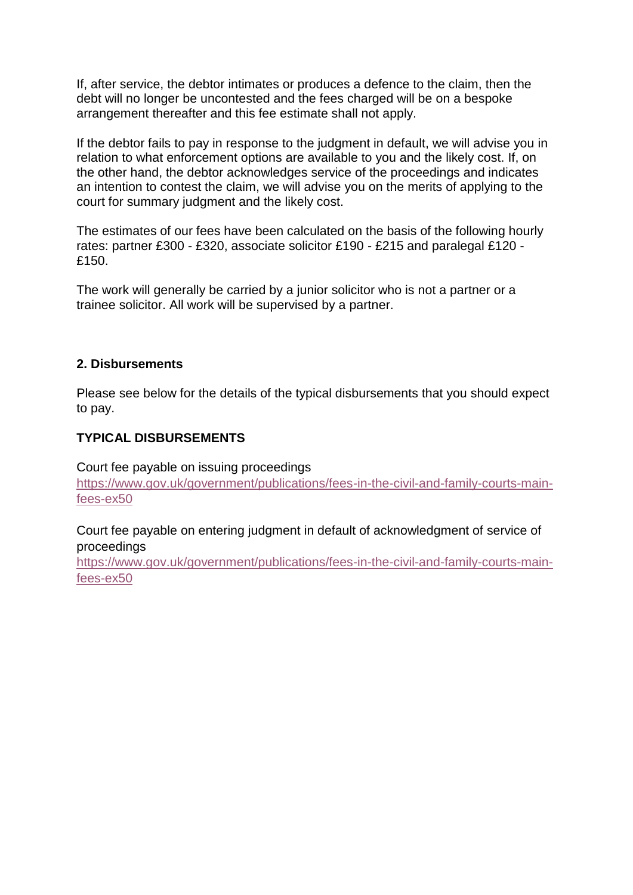If, after service, the debtor intimates or produces a defence to the claim, then the debt will no longer be uncontested and the fees charged will be on a bespoke arrangement thereafter and this fee estimate shall not apply.

If the debtor fails to pay in response to the judgment in default, we will advise you in relation to what enforcement options are available to you and the likely cost. If, on the other hand, the debtor acknowledges service of the proceedings and indicates an intention to contest the claim, we will advise you on the merits of applying to the court for summary judgment and the likely cost.

The estimates of our fees have been calculated on the basis of the following hourly rates: partner £300 - £320, associate solicitor £190 - £215 and paralegal £120 - £150.

The work will generally be carried by a junior solicitor who is not a partner or a trainee solicitor. All work will be supervised by a partner.

## 2. Disbursements

Please see below for the details of the typical disbursements that you should expect to pay.

### TYPICAL DISBURSEMENTS

Court fee payable on issuing proceedings
[https://www.gov.uk/government/publications/fees-in-the-civil-and-family-courts-main-fees-ex50](https://www.gov.uk/government/publications/fees-in-the-civil-and-family-courts-main-fees-ex50)

Court fee payable on entering judgment in default of acknowledgment of service of proceedings
[https://www.gov.uk/government/publications/fees-in-the-civil-and-family-courts-main-fees-ex50](https://www.gov.uk/government/publications/fees-in-the-civil-and-family-courts-main-fees-ex50)